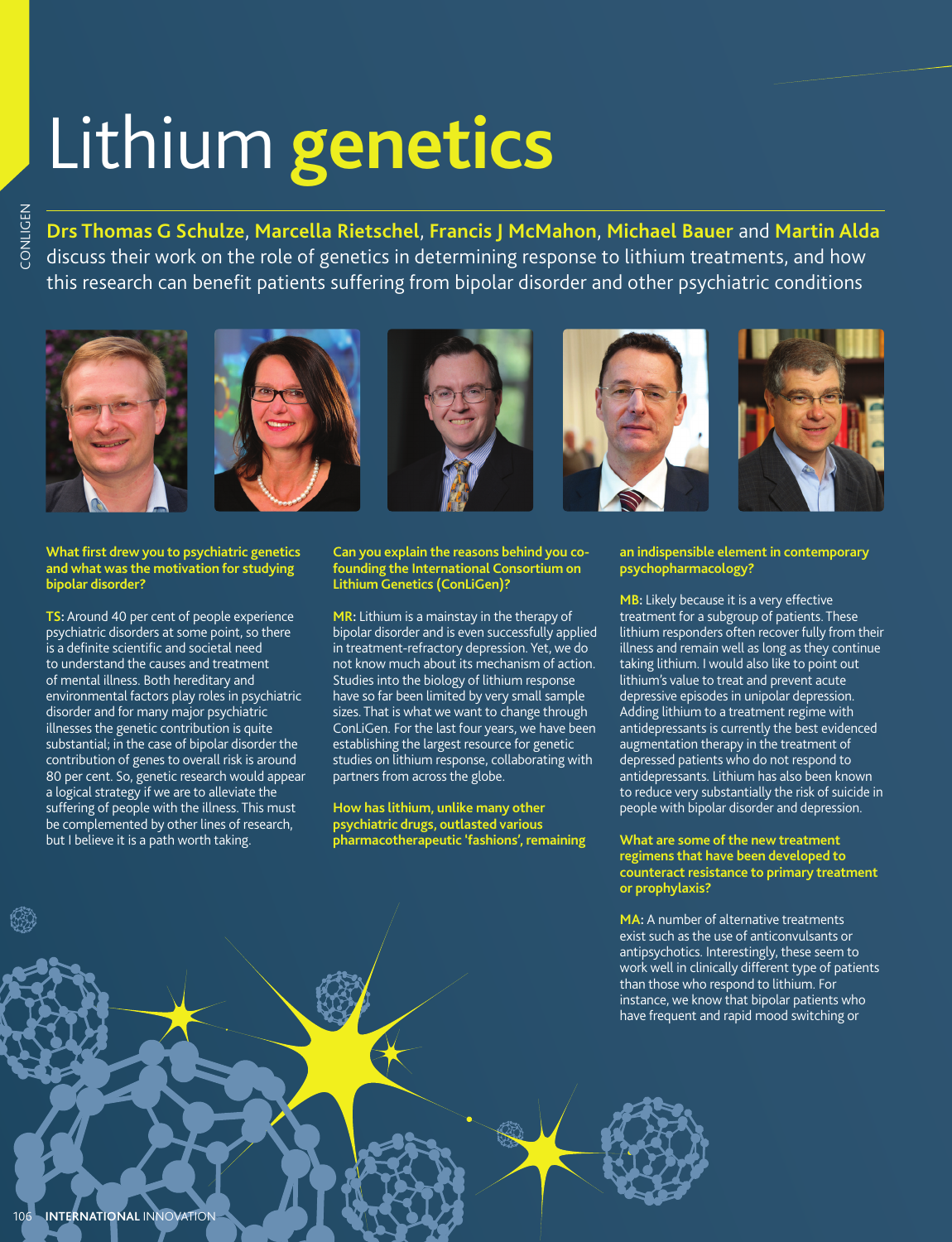# Lithium **genetics**

**Drs Thomas G Schulze, Marcella Rietschel, Francis J McMahon, Michael Bauer** and **Martin Alda** discuss their work on the role of genetics in determining response to lithium treatments, and how this research can benefit patients suffering from bipolar disorder and other psychiatric conditions

**What first drew you to psychiatric genetics and what was the motivation for studying bipolar disorder?**

**TS:** Around 40 per cent of people experience psychiatric disorders at some point, so there is a definite scientific and societal need to understand the causes and treatment of mental illness. Both hereditary and environmental factors play roles in psychiatric disorder and for many major psychiatric illnesses the genetic contribution is quite substantial; in the case of bipolar disorder the contribution of genes to overall risk is around 80 per cent. So, genetic research would appear a logical strategy if we are to alleviate the suffering of people with the illness. This must be complemented by other lines of research, but I believe it is a path worth taking.

**Can you explain the reasons behind you co-founding the International Consortium on Lithium Genetics (ConLiGen)?**

**MR:** Lithium is a mainstay in the therapy of bipolar disorder and is even successfully applied in treatment-refractory depression. Yet, we do not know much about its mechanism of action. Studies into the biology of lithium response have so far been limited by very small sample sizes. That is what we want to change through ConLiGen. For the last four years, we have been establishing the largest resource for genetic studies on lithium response, collaborating with partners from across the globe.

**How has lithium, unlike many other psychiatric drugs, outlasted various pharmacotherapeutic 'fashions', remaining an indispensable element in contemporary psychopharmacology?**

**MB:** Likely because it is a very effective treatment for a subgroup of patients. These lithium responders often recover fully from their illness and remain well as long as they continue taking lithium. I would also like to point out lithium's value to treat and prevent acute depressive episodes in unipolar depression. Adding lithium to a treatment regime with antidepressants is currently the best evidenced augmentation therapy in the treatment of depressed patients who do not respond to antidepressants. Lithium has also been known to reduce very substantially the risk of suicide in people with bipolar disorder and depression.

**What are some of the new treatment regimens that have been developed to counteract resistance to primary treatment or prophylaxis?**

**MA:** A number of alternative treatments exist such as the use of anticonvulsants or antipsychotics. Interestingly, these seem to work well in clinically different type of patients than those who respond to lithium. For instance, we know that bipolar patients who have frequent and rapid mood switching or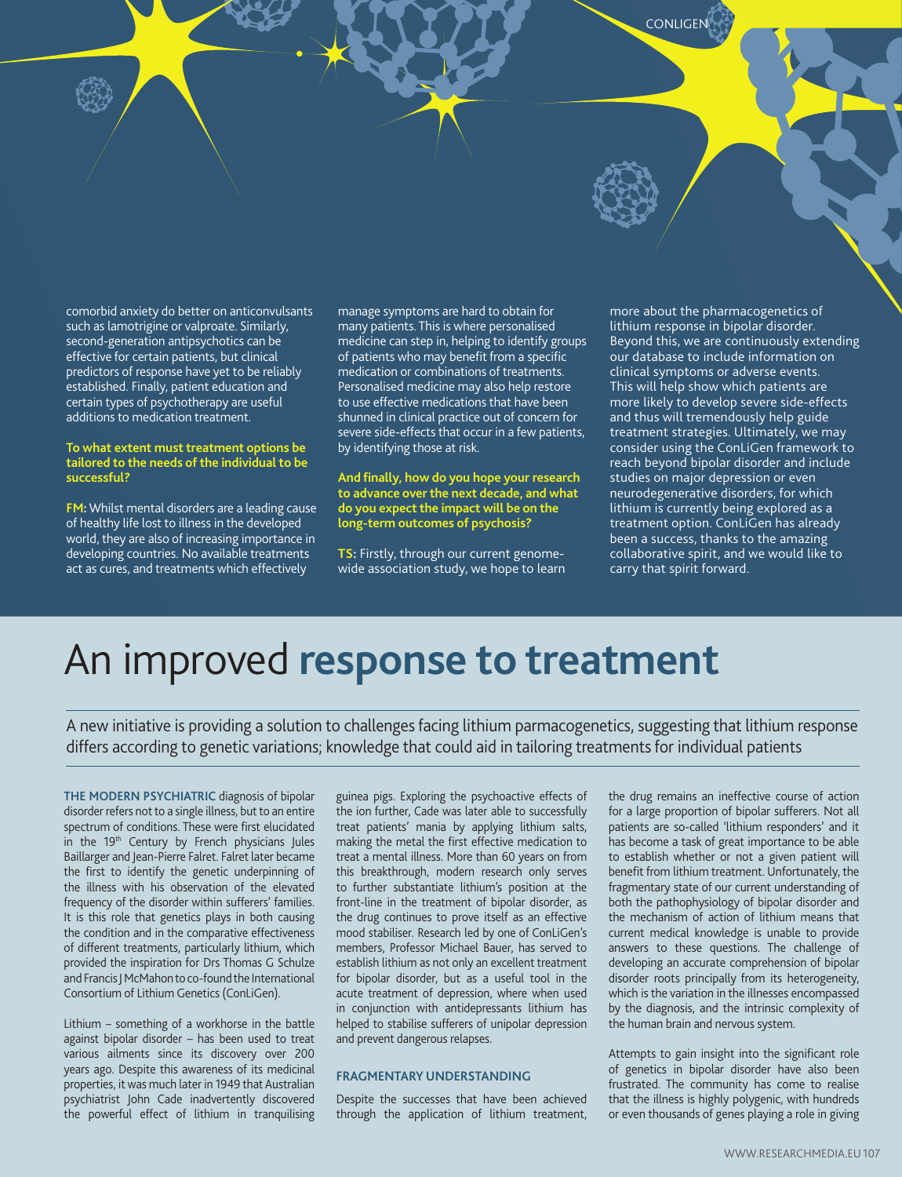comorbid anxiety do better on anticonvulsants such as lamotrigine or valproate. Similarly, second-generation antipsychotics can be effective for certain patients, but clinical predictors of response have yet to be reliably established. Finally, patient education and certain types of psychotherapy are useful additions to medication treatment.

**To what extent must treatment options be tailored to the needs of the individual to be successful?**

**FM:** Whilst mental disorders are a leading cause of healthy life lost to illness in the developed world, they are also of increasing importance in developing countries. No available treatments act as cures, and treatments which effectively manage symptoms are hard to obtain for many patients. This is where personalised medicine can step in, helping to identify groups of patients who may benefit from a specific medication or combinations of treatments. Personalised medicine may also help restore to use effective medications that have been shunned in clinical practice out of concern for severe side-effects that occur in a few patients, by identifying those at risk.

**And finally, how do you hope your research to advance over the next decade, and what do you expect the impact will be on the long-term outcomes of psychosis?**

**TS:** Firstly, through our current genome-wide association study, we hope to learn more about the pharmacogenetics of lithium response in bipolar disorder. Beyond this, we are continuously extending our database to include information on clinical symptoms or adverse events. This will help show which patients are more likely to develop severe side-effects and thus will tremendously help guide treatment strategies. Ultimately, we may consider using the ConLiGen framework to reach beyond bipolar disorder and include studies on major depression or even neurodegenerative disorders, for which lithium is currently being explored as a treatment option. ConLiGen has already been a success, thanks to the amazing collaborative spirit, and we would like to carry that spirit forward.

# An improved **response to treatment**

A new initiative is providing a solution to challenges facing lithium parmacogenetics, suggesting that lithium response differs according to genetic variations; knowledge that could aid in tailoring treatments for individual patients

**THE MODERN PSYCHIATRIC** diagnosis of bipolar disorder refers not to a single illness, but to an entire spectrum of conditions. These were first elucidated in the 19th Century by French physicians Jules Baillarger and Jean-Pierre Falret. Falret later became the first to identify the genetic underpinning of the illness with his observation of the elevated frequency of the disorder within sufferers' families. It is this role that genetics plays in both causing the condition and in the comparative effectiveness of different treatments, particularly lithium, which provided the inspiration for Drs Thomas G Schulze and Francis J McMahon to co-found the International Consortium of Lithium Genetics (ConLiGen).

Lithium – something of a workhorse in the battle against bipolar disorder – has been used to treat various ailments since its discovery over 200 years ago. Despite this awareness of its medicinal properties, it was much later in 1949 that Australian psychiatrist John Cade inadvertently discovered the powerful effect of lithium in tranquilising guinea pigs. Exploring the psychoactive effects of the ion further, Cade was later able to successfully treat patients' mania by applying lithium salts, making the metal the first effective medication to treat a mental illness. More than 60 years on from this breakthrough, modern research only serves to further substantiate lithium's position at the front-line in the treatment of bipolar disorder, as the drug continues to prove itself as an effective mood stabiliser. Research led by one of ConLiGen's members, Professor Michael Bauer, has served to establish lithium as not only an excellent treatment for bipolar disorder, but as a useful tool in the acute treatment of depression, where when used in conjunction with antidepressants lithium has helped to stabilise sufferers of unipolar depression and prevent dangerous relapses.

### FRAGMENTARY UNDERSTANDING

Despite the successes that have been achieved through the application of lithium treatment, the drug remains an ineffective course of action for a large proportion of bipolar sufferers. Not all patients are so-called 'lithium responders' and it has become a task of great importance to be able to establish whether or not a given patient will benefit from lithium treatment. Unfortunately, the fragmentary state of our current understanding of both the pathophysiology of bipolar disorder and the mechanism of action of lithium means that current medical knowledge is unable to provide answers to these questions. The challenge of developing an accurate comprehension of bipolar disorder roots principally from its heterogeneity, which is the variation in the illnesses encompassed by the diagnosis, and the intrinsic complexity of the human brain and nervous system.

Attempts to gain insight into the significant role of genetics in bipolar disorder have also been frustrated. The community has come to realise that the illness is highly polygenic, with hundreds or even thousands of genes playing a role in giving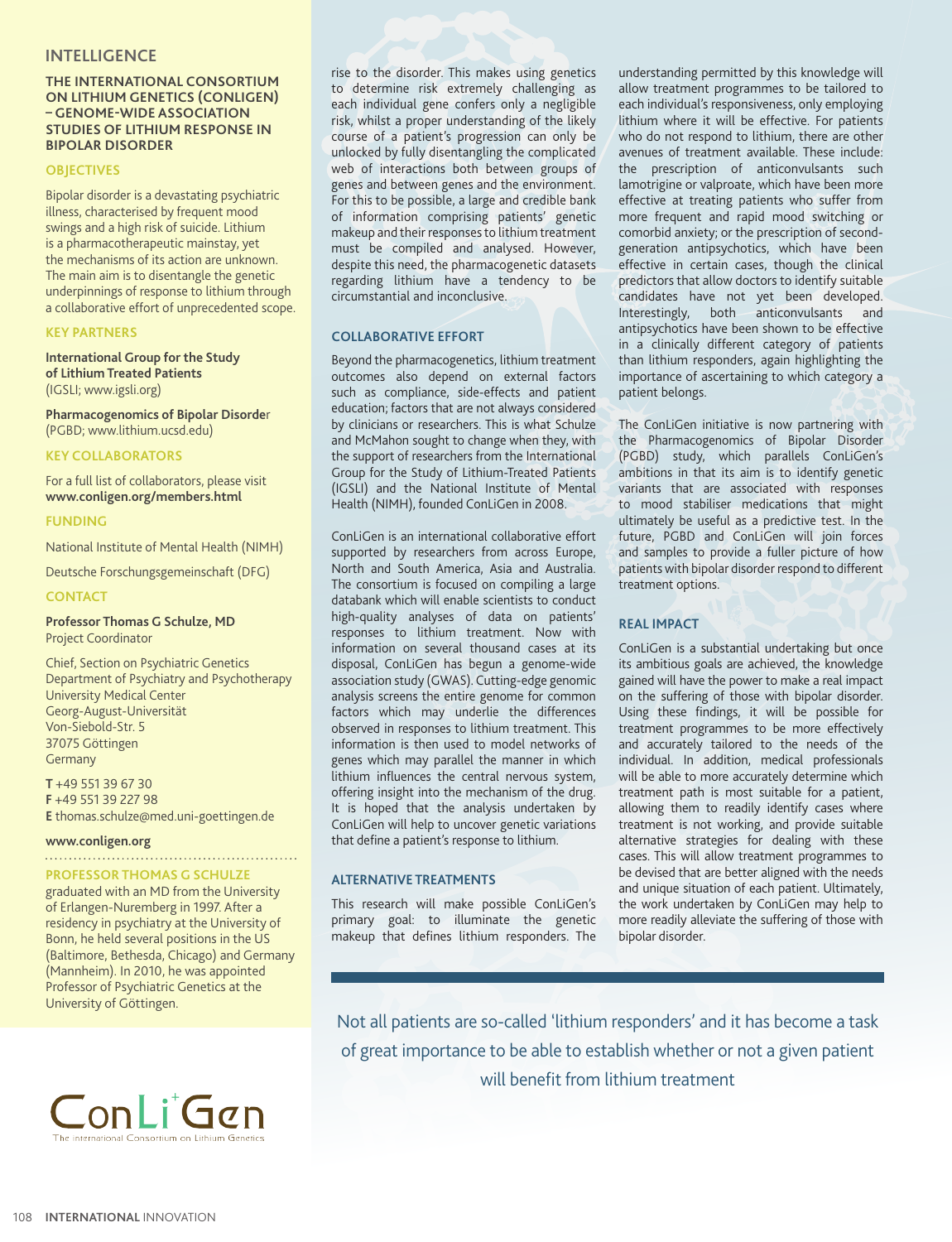## INTELLIGENCE

### THE INTERNATIONAL CONSORTIUM ON LITHIUM GENETICS (CONLIGEN) – GENOME-WIDE ASSOCIATION STUDIES OF LITHIUM RESPONSE IN BIPOLAR DISORDER

#### OBJECTIVES

Bipolar disorder is a devastating psychiatric illness, characterised by frequent mood swings and a high risk of suicide. Lithium is a pharmacotherapeutic mainstay, yet the mechanisms of its action are unknown. The main aim is to disentangle the genetic underpinnings of response to lithium through a collaborative effort of unprecedented scope.

#### KEY PARTNERS

**International Group for the Study of Lithium Treated Patients** (IGSLI; www.igsli.org)

**Pharmacogenomics of Bipolar Disorder** (PGBD; www.lithium.ucsd.edu)

#### KEY COLLABORATORS

For a full list of collaborators, please visit **www.conligen.org/members.html**

#### FUNDING

National Institute of Mental Health (NIMH)

Deutsche Forschungsgemeinschaft (DFG)

#### CONTACT

**Professor Thomas G Schulze, MD**
Project Coordinator

Chief, Section on Psychiatric Genetics
Department of Psychiatry and Psychotherapy
University Medical Center
Georg-August-Universität
Von-Siebold-Str. 5
37075 Göttingen
Germany

**T** +49 551 39 67 30
**F** +49 551 39 227 98
**E** thomas.schulze@med.uni-goettingen.de

**www.conligen.org**

**PROFESSOR THOMAS G SCHULZE** graduated with an MD from the University of Erlangen-Nuremberg in 1997. After a residency in psychiatry at the University of Bonn, he held several positions in the US (Baltimore, Bethesda, Chicago) and Germany (Mannheim). In 2010, he was appointed Professor of Psychiatric Genetics at the University of Göttingen.

ConLiGen – The International Consortium on Lithium Genetics

rise to the disorder. This makes using genetics to determine risk extremely challenging as each individual gene confers only a negligible risk, whilst a proper understanding of the likely course of a patient's progression can only be unlocked by fully disentangling the complicated web of interactions both between groups of genes and between genes and the environment. For this to be possible, a large and credible bank of information comprising patients' genetic makeup and their responses to lithium treatment must be compiled and analysed. However, despite this need, the pharmacogenetic datasets regarding lithium have a tendency to be circumstantial and inconclusive.

### COLLABORATIVE EFFORT

Beyond the pharmacogenetics, lithium treatment outcomes also depend on external factors such as compliance, side-effects and patient education; factors that are not always considered by clinicians or researchers. This is what Schulze and McMahon sought to change when they, with the support of researchers from the International Group for the Study of Lithium-Treated Patients (IGSLI) and the National Institute of Mental Health (NIMH), founded ConLiGen in 2008.

ConLiGen is an international collaborative effort supported by researchers from across Europe, North and South America, Asia and Australia. The consortium is focused on compiling a large databank which will enable scientists to conduct high-quality analyses of data on patients' responses to lithium treatment. Now with information on several thousand cases at its disposal, ConLiGen has begun a genome-wide association study (GWAS). Cutting-edge genomic analysis screens the entire genome for common factors which may underlie the differences observed in responses to lithium treatment. This information is then used to model networks of genes which may parallel the manner in which lithium influences the central nervous system, offering insight into the mechanism of the drug. It is hoped that the analysis undertaken by ConLiGen will help to uncover genetic variations that define a patient's response to lithium.

### ALTERNATIVE TREATMENTS

This research will make possible ConLiGen's primary goal: to illuminate the genetic makeup that defines lithium responders. The understanding permitted by this knowledge will allow treatment programmes to be tailored to each individual's responsiveness, only employing lithium where it will be effective. For patients who do not respond to lithium, there are other avenues of treatment available. These include: the prescription of anticonvulsants such lamotrigine or valproate, which have been more effective at treating patients who suffer from more frequent and rapid mood switching or comorbid anxiety; or the prescription of second-generation antipsychotics, which have been effective in certain cases, though the clinical predictors that allow doctors to identify suitable candidates have not yet been developed. Interestingly, both anticonvulsants and antipsychotics have been shown to be effective in a clinically different category of patients than lithium responders, again highlighting the importance of ascertaining to which category a patient belongs.

The ConLiGen initiative is now partnering with the Pharmacogenomics of Bipolar Disorder (PGBD) study, which parallels ConLiGen's ambitions in that its aim is to identify genetic variants that are associated with responses to mood stabiliser medications that might ultimately be useful as a predictive test. In the future, PGBD and ConLiGen will join forces and samples to provide a fuller picture of how patients with bipolar disorder respond to different treatment options.

### REAL IMPACT

ConLiGen is a substantial undertaking but once its ambitious goals are achieved, the knowledge gained will have the power to make a real impact on the suffering of those with bipolar disorder. Using these findings, it will be possible for treatment programmes to be more effectively and accurately tailored to the needs of the individual. In addition, medical professionals will be able to more accurately determine which treatment path is most suitable for a patient, allowing them to readily identify cases where treatment is not working, and provide suitable alternative strategies for dealing with these cases. This will allow treatment programmes to be devised that are better aligned with the needs and unique situation of each patient. Ultimately, the work undertaken by ConLiGen may help to more readily alleviate the suffering of those with bipolar disorder.

> Not all patients are so-called 'lithium responders' and it has become a task of great importance to be able to establish whether or not a given patient will benefit from lithium treatment